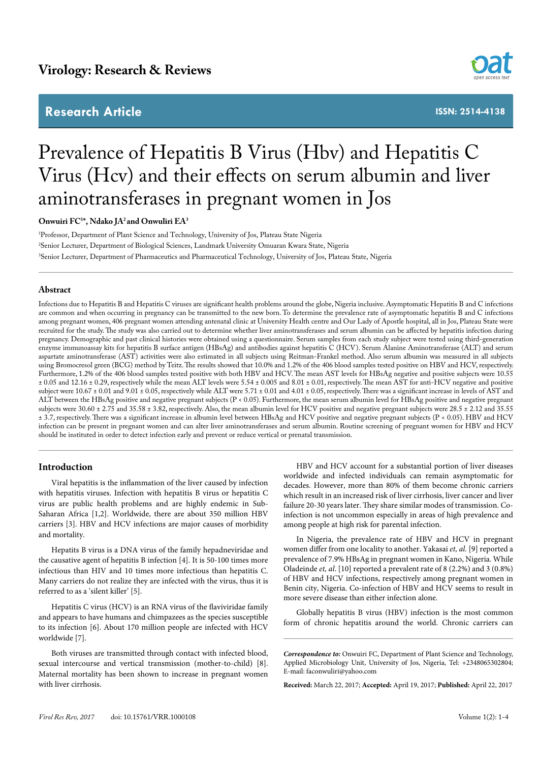Virology: Research & Reviews

Research Article

ISSN: 2514-4138

# Prevalence of Hepatitis B Virus (Hbv) and Hepatitis C Virus (Hcv) and their effects on serum albumin and liver aminotransferases in pregnant women in Jos

**Onwuiri FC[1*], Ndako JA[2] and Onwuliri EA[3]**

[1]Professor, Department of Plant Science and Technology, University of Jos, Plateau State Nigeria

[2]Senior Lecturer, Department of Biological Sciences, Landmark University Omuaran Kwara State, Nigeria

[3]Senior Lecturer, Department of Pharmaceutics and Pharmaceutical Technology, University of Jos, Plateau State, Nigeria

## Abstract

Infections due to Hepatitis B and Hepatitis C viruses are significant health problems around the globe, Nigeria inclusive. Asymptomatic Hepatitis B and C infections are common and when occurring in pregnancy can be transmitted to the new born. To determine the prevalence rate of asymptomatic hepatitis B and C infections among pregnant women, 406 pregnant women attending antenatal clinic at University Health centre and Our Lady of Apostle hospital, all in Jos, Plateau State were recruited for the study. The study was also carried out to determine whether liver aminotransferases and serum albumin can be affected by hepatitis infection during pregnancy. Demographic and past clinical histories were obtained using a questionnaire. Serum samples from each study subject were tested using third-generation enzyme immunoassay kits for hepatitis B surface antigen (HBsAg) and antibodies against hepatitis C (HCV). Serum Alanine Aminotransferase (ALT) and serum aspartate aminotransferase (AST) activities were also estimated in all subjects using Reitman-Frankel method. Also serum albumin was measured in all subjects using Bromocresol green (BCG) method by Teitz. The results showed that 10.0% and 1.2% of the 406 blood samples tested positive on HBV and HCV, respectively. Furthermore, 1.2% of the 406 blood samples tested positive with both HBV and HCV. The mean AST levels for HBsAg negative and positive subjects were 10.55 ± 0.05 and 12.16 ± 0.29, respectively while the mean ALT levels were 5.54 ± 0.005 and 8.01 ± 0.01, respectively. The mean AST for anti-HCV negative and positive subject were 10.67 ± 0.01 and 9.01 ± 0.05, respectively while ALT were 5.71 ± 0.01 and 4.01 ± 0.05, respectively. There was a significant increase in levels of AST and ALT between the HBsAg positive and negative pregnant subjects ($P < 0.05$). Furthermore, the mean serum albumin level for HBsAg positive and negative pregnant subjects were 30.60 ± 2.75 and 35.58 ± 3.82, respectively. Also, the mean albumin level for HCV positive and negative pregnant subjects were 28.5 ± 2.12 and 35.55 ± 3.7, respectively. There was a significant increase in albumin level between HBsAg and HCV positive and negative pregnant subjects ($P < 0.05$). HBV and HCV infection can be present in pregnant women and can alter liver aminotransferases and serum albumin. Routine screening of pregnant women for HBV and HCV should be instituted in order to detect infection early and prevent or reduce vertical or prenatal transmission.

## Introduction

Viral hepatitis is the inflammation of the liver caused by infection with hepatitis viruses. Infection with hepatitis B virus or hepatitis C virus are public health problems and are highly endemic in Sub-Saharan Africa [1,2]. Worldwide, there are about 350 million HBV carriers [3]. HBV and HCV infections are major causes of morbidity and mortality.

Hepatits B virus is a DNA virus of the family hepadneviridae and the causative agent of hepatitis B infection [4]. It is 50-100 times more infectious than HIV and 10 times more infectious than hepatitis C. Many carriers do not realize they are infected with the virus, thus it is referred to as a 'silent killer' [5].

Hepatitis C virus (HCV) is an RNA virus of the flaviviridae family and appears to have humans and chimpazees as the species susceptible to its infection [6]. About 170 million people are infected with HCV worldwide [7].

Both viruses are transmitted through contact with infected blood, sexual intercourse and vertical transmission (mother-to-child) [8]. Maternal mortality has been shown to increase in pregnant women with liver cirrhosis.

HBV and HCV account for a substantial portion of liver diseases worldwide and infected individuals can remain asymptomatic for decades. However, more than 80% of them become chronic carriers which result in an increased risk of liver cirrhosis, liver cancer and liver failure 20-30 years later. They share similar modes of transmission. Co-infection is not uncommon especially in areas of high prevalence and among people at high risk for parental infection.

In Nigeria, the prevalence rate of HBV and HCV in pregnant women differ from one locality to another. Yakasai *et, al.* [9] reported a prevalence of 7.9% HBsAg in pregnant women in Kano, Nigeria. While Oladeinde *et, al.* [10] reported a prevalent rate of 8 (2.2%) and 3 (0.8%) of HBV and HCV infections, respectively among pregnant women in Benin city, Nigeria. Co-infection of HBV and HCV seems to result in more severe disease than either infection alone.

Globally hepatitis B virus (HBV) infection is the most common form of chronic hepatitis around the world. Chronic carriers can

***Correspondence to:*** Onwuiri FC, Department of Plant Science and Technology, Applied Microbiology Unit, University of Jos, Nigeria, Tel: +2348065302804; E-mail: faconwuliri@yahoo.com

**Received:** March 22, 2017; **Accepted:** April 19, 2017; **Published:** April 22, 2017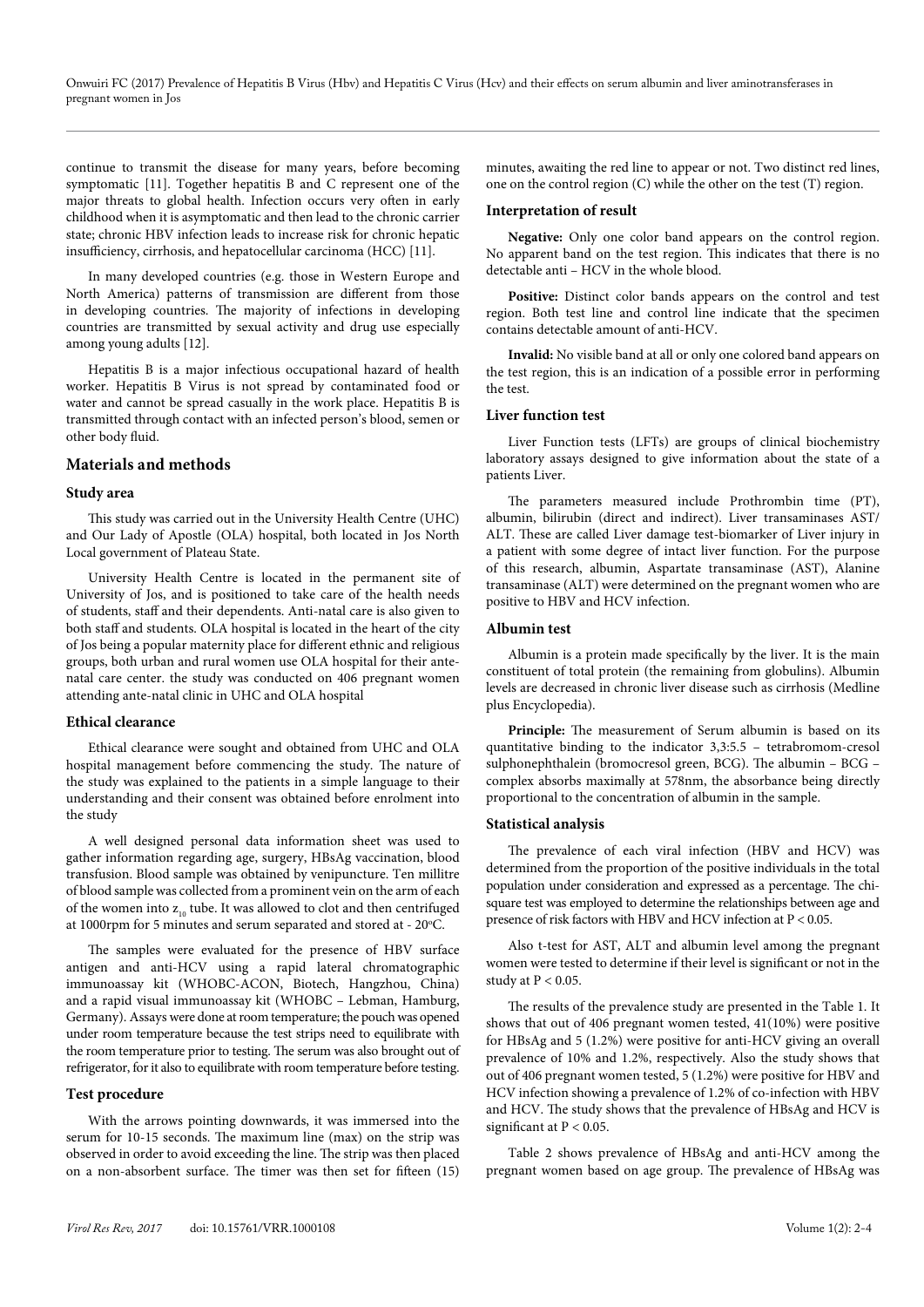continue to transmit the disease for many years, before becoming symptomatic [11]. Together hepatitis B and C represent one of the major threats to global health. Infection occurs very often in early childhood when it is asymptomatic and then lead to the chronic carrier state; chronic HBV infection leads to increase risk for chronic hepatic insufficiency, cirrhosis, and hepatocellular carcinoma (HCC) [11].

In many developed countries (e.g. those in Western Europe and North America) patterns of transmission are different from those in developing countries. The majority of infections in developing countries are transmitted by sexual activity and drug use especially among young adults [12].

Hepatitis B is a major infectious occupational hazard of health worker. Hepatitis B Virus is not spread by contaminated food or water and cannot be spread casually in the work place. Hepatitis B is transmitted through contact with an infected person's blood, semen or other body fluid.

## Materials and methods

### Study area

This study was carried out in the University Health Centre (UHC) and Our Lady of Apostle (OLA) hospital, both located in Jos North Local government of Plateau State.

University Health Centre is located in the permanent site of University of Jos, and is positioned to take care of the health needs of students, staff and their dependents. Anti-natal care is also given to both staff and students. OLA hospital is located in the heart of the city of Jos being a popular maternity place for different ethnic and religious groups, both urban and rural women use OLA hospital for their ante-natal care center. the study was conducted on 406 pregnant women attending ante-natal clinic in UHC and OLA hospital

### Ethical clearance

Ethical clearance were sought and obtained from UHC and OLA hospital management before commencing the study. The nature of the study was explained to the patients in a simple language to their understanding and their consent was obtained before enrolment into the study

A well designed personal data information sheet was used to gather information regarding age, surgery, HBsAg vaccination, blood transfusion. Blood sample was obtained by venipuncture. Ten millitre of blood sample was collected from a prominent vein on the arm of each of the women into $z_{10}$ tube. It was allowed to clot and then centrifuged at 1000rpm for 5 minutes and serum separated and stored at - 20°C.

The samples were evaluated for the presence of HBV surface antigen and anti-HCV using a rapid lateral chromatographic immunoassay kit (WHOBC-ACON, Biotech, Hangzhou, China) and a rapid visual immunoassay kit (WHOBC – Lebman, Hamburg, Germany). Assays were done at room temperature; the pouch was opened under room temperature because the test strips need to equilibrate with the room temperature prior to testing. The serum was also brought out of refrigerator, for it also to equilibrate with room temperature before testing.

### Test procedure

With the arrows pointing downwards, it was immersed into the serum for 10-15 seconds. The maximum line (max) on the strip was observed in order to avoid exceeding the line. The strip was then placed on a non-absorbent surface. The timer was then set for fifteen (15) minutes, awaiting the red line to appear or not. Two distinct red lines, one on the control region (C) while the other on the test (T) region.

### Interpretation of result

**Negative:** Only one color band appears on the control region. No apparent band on the test region. This indicates that there is no detectable anti – HCV in the whole blood.

**Positive:** Distinct color bands appears on the control and test region. Both test line and control line indicate that the specimen contains detectable amount of anti-HCV.

**Invalid:** No visible band at all or only one colored band appears on the test region, this is an indication of a possible error in performing the test.

### Liver function test

Liver Function tests (LFTs) are groups of clinical biochemistry laboratory assays designed to give information about the state of a patients Liver.

The parameters measured include Prothrombin time (PT), albumin, bilirubin (direct and indirect). Liver transaminases AST/ALT. These are called Liver damage test-biomarker of Liver injury in a patient with some degree of intact liver function. For the purpose of this research, albumin, Aspartate transaminase (AST), Alanine transaminase (ALT) were determined on the pregnant women who are positive to HBV and HCV infection.

### Albumin test

Albumin is a protein made specifically by the liver. It is the main constituent of total protein (the remaining from globulins). Albumin levels are decreased in chronic liver disease such as cirrhosis (Medline plus Encyclopedia).

**Principle:** The measurement of Serum albumin is based on its quantitative binding to the indicator 3,3:5.5 – tetrabromom-cresol sulphonephthalein (bromocresol green, BCG). The albumin – BCG – complex absorbs maximally at 578nm, the absorbance being directly proportional to the concentration of albumin in the sample.

### Statistical analysis

The prevalence of each viral infection (HBV and HCV) was determined from the proportion of the positive individuals in the total population under consideration and expressed as a percentage. The chi-square test was employed to determine the relationships between age and presence of risk factors with HBV and HCV infection at $P < 0.05$.

Also t-test for AST, ALT and albumin level among the pregnant women were tested to determine if their level is significant or not in the study at $P < 0.05$.

The results of the prevalence study are presented in the Table 1. It shows that out of 406 pregnant women tested, 41(10%) were positive for HBsAg and 5 (1.2%) were positive for anti-HCV giving an overall prevalence of 10% and 1.2%, respectively. Also the study shows that out of 406 pregnant women tested, 5 (1.2%) were positive for HBV and HCV infection showing a prevalence of 1.2% of co-infection with HBV and HCV. The study shows that the prevalence of HBsAg and HCV is significant at $P < 0.05$.

Table 2 shows prevalence of HBsAg and anti-HCV among the pregnant women based on age group. The prevalence of HBsAg was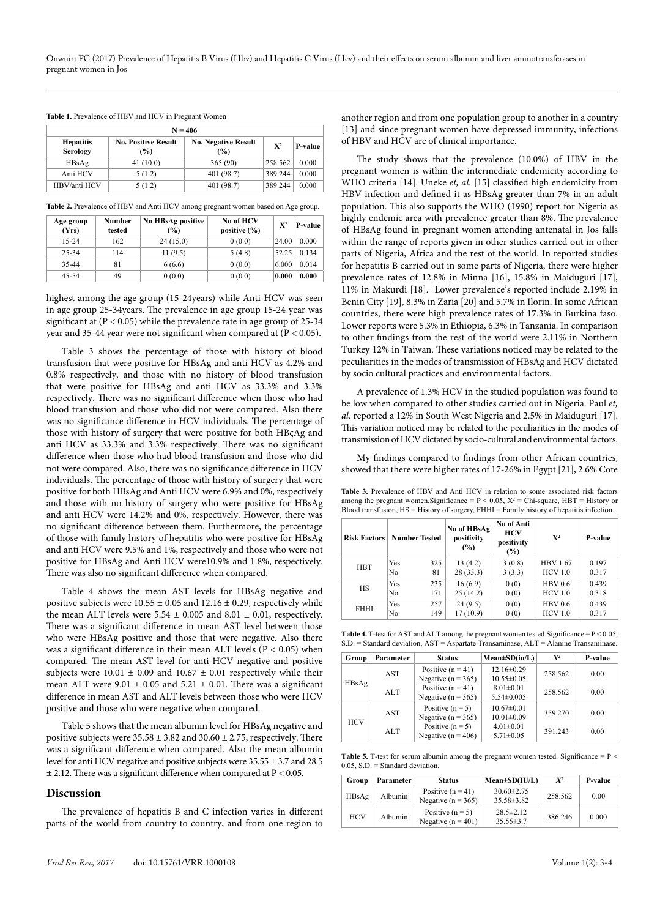**Table 1.** Prevalence of HBV and HCV in Pregnant Women

| N = 406 | | | | |
|---|---|---|---|---|
| **Hepatitis Serology** | **No. Positive Result (%)** | **No. Negative Result (%)** | **$X^2$** | **P-value** |
| HBsAg | 41 (10.0) | 365 (90) | 258.562 | 0.000 |
| Anti HCV | 5 (1.2) | 401 (98.7) | 389.244 | 0.000 |
| HBV/anti HCV | 5 (1.2) | 401 (98.7) | 389.244 | 0.000 |

**Table 2.** Prevalence of HBV and Anti HCV among pregnant women based on Age group.

| Age group (Yrs) | Number tested | No HBsAg positive (%) | No of HCV positive (%) | $X^2$ | P-value |
|---|---|---|---|---|---|
| 15-24 | 162 | 24 (15.0) | 0 (0.0) | 24.00 | 0.000 |
| 25-34 | 114 | 11 (9.5) | 5 (4.8) | 52.25 | 0.134 |
| 35-44 | 81 | 6 (6.6) | 0 (0.0) | 6.000 | 0.014 |
| 45-54 | 49 | 0 (0.0) | 0 (0.0) | **0.000** | **0.000** |

highest among the age group (15-24years) while Anti-HCV was seen in age group 25-34years. The prevalence in age group 15-24 year was significant at ($P < 0.05$) while the prevalence rate in age group of 25-34 year and 35-44 year were not significant when compared at ($P < 0.05$).

Table 3 shows the percentage of those with history of blood transfusion that were positive for HBsAg and anti HCV as 4.2% and 0.8% respectively, and those with no history of blood transfusion that were positive for HBsAg and anti HCV as 33.3% and 3.3% respectively. There was no significant difference when those who had blood transfusion and those who did not were compared. Also there was no significance difference in HCV individuals. The percentage of those with history of surgery that were positive for both HBçAg and anti HCV as 33.3% and 3.3% respectively. There was no significant difference when those who had blood transfusion and those who did not were compared. Also, there was no significance difference in HCV individuals. The percentage of those with history of surgery that were positive for both HBsAg and Anti HCV were 6.9% and 0%, respectively and those with no history of surgery who were positive for HBsAg and anti HCV were 14.2% and 0%, respectively. However, there was no significant difference between them. Furthermore, the percentage of those with family history of hepatitis who were positive for HBsAg and anti HCV were 9.5% and 1%, respectively and those who were not positive for HBsAg and Anti HCV were10.9% and 1.8%, respectively. There was also no significant difference when compared.

Table 4 shows the mean AST levels for HBsAg negative and positive subjects were $10.55 \pm 0.05$ and $12.16 \pm 0.29$, respectively while the mean ALT levels were $5.54 \pm 0.005$ and $8.01 \pm 0.01$, respectively. There was a significant difference in mean AST level between those who were HBsAg positive and those that were negative. Also there was a significant difference in their mean ALT levels ($P < 0.05$) when compared. The mean AST level for anti-HCV negative and positive subjects were $10.01 \pm 0.09$ and $10.67 \pm 0.01$ respectively while their mean ALT were $9.01 \pm 0.05$ and $5.21 \pm 0.01$. There was a significant difference in mean AST and ALT levels between those who were HCV positive and those who were negative when compared.

Table 5 shows that the mean albumin level for HBsAg negative and positive subjects were $35.58 \pm 3.82$ and $30.60 \pm 2.75$, respectively. There was a significant difference when compared. Also the mean albumin level for anti HCV negative and positive subjects were $35.55 \pm 3.7$ and $28.5 \pm 2.12$. There was a significant difference when compared at $P < 0.05$.

## Discussion

The prevalence of hepatitis B and C infection varies in different parts of the world from country to country, and from one region to another region and from one population group to another in a country [13] and since pregnant women have depressed immunity, infections of HBV and HCV are of clinical importance.

The study shows that the prevalence (10.0%) of HBV in the pregnant women is within the intermediate endemicity according to WHO criteria [14]. Uneke *et, al.* [15] classified high endemicity from HBV infection and defined it as HBsAg greater than 7% in an adult population. This also supports the WHO (1990) report for Nigeria as highly endemic area with prevalence greater than 8%. The prevalence of HBsAg found in pregnant women attending antenatal in Jos falls within the range of reports given in other studies carried out in other parts of Nigeria, Africa and the rest of the world. In reported studies for hepatitis B carried out in some parts of Nigeria, there were higher prevalence rates of 12.8% in Minna [16], 15.8% in Maiduguri [17], 11% in Makurdi [18]. Lower prevalence's reported include 2.19% in Benin City [19], 8.3% in Zaria [20] and 5.7% in Ilorin. In some African countries, there were high prevalence rates of 17.3% in Burkina faso. Lower reports were 5.3% in Ethiopia, 6.3% in Tanzania. In comparison to other findings from the rest of the world were 2.11% in Northern Turkey 12% in Taiwan. These variations noticed may be related to the peculiarities in the modes of transmission of HBsAg and HCV dictated by socio cultural practices and environmental factors.

A prevalence of 1.3% HCV in the studied population was found to be low when compared to other studies carried out in Nigeria. Paul *et, al.* reported a 12% in South West Nigeria and 2.5% in Maiduguri [17]. This variation noticed may be related to the peculiarities in the modes of transmission of HCV dictated by socio-cultural and environmental factors.

My findings compared to findings from other African countries, showed that there were higher rates of 17-26% in Egypt [21], 2.6% Cote

**Table 3.** Prevalence of HBV and Anti HCV in relation to some associated risk factors among the pregnant women.Significance = $P < 0.05$, $X^2$ = Chi-square, HBT = History or Blood transfusion, HS = History of surgery, FHHI = Family history of hepatitis infection.

| Risk Factors | Number Tested | | No of HBsAg positivity (%) | No of Anti HCV positivity (%) | $X^2$ | P-value |
|---|---|---|---|---|---|---|
| HBT | Yes | 325 | 13 (4.2) | 3 (0.8) | HBV 1.67 | 0.197 |
| | No | 81 | 28 (33.3) | 3 (3.3) | HCV 1.0 | 0.317 |
| HS | Yes | 235 | 16 (6.9) | 0 (0) | HBV 0.6 | 0.439 |
| | No | 171 | 25 (14.2) | 0 (0) | HCV 1.0 | 0.318 |
| FHHI | Yes | 257 | 24 (9.5) | 0 (0) | HBV 0.6 | 0.439 |
| | No | 149 | 17 (10.9) | 0 (0) | HCV 1.0 | 0.317 |

**Table 4.** T-test for AST and ALT among the pregnant women tested.Significance = $P < 0.05$, S.D. = Standard deviation, AST = Aspartate Transaminase, ALT = Alanine Transaminase.

| Group | Parameter | Status | Mean±SD(iu/L) | $X^2$ | P-value |
|---|---|---|---|---|---|
| HBsAg | AST | Positive (n = 41)<br>Negative (n = 365) | 12.16±0.29<br>10.55±0.05 | 258.562 | 0.00 |
| | ALT | Positive (n = 41)<br>Negative (n = 365) | 8.01±0.01<br>5.54±0.005 | 258.562 | 0.00 |
| HCV | AST | Positive (n = 5)<br>Negative (n = 365) | 10.67±0.01<br>10.01±0.09 | 359.270 | 0.00 |
| | ALT | Positive (n = 5)<br>Negative (n = 406) | 4.01±0.01<br>5.71±0.05 | 391.243 | 0.00 |

**Table 5.** T-test for serum albumin among the pregnant women tested. Significance = $P < 0.05$, S.D. = Standard deviation.

| Group | Parameter | Status | Mean±SD(IU/L) | $X^2$ | P-value |
|---|---|---|---|---|---|
| HBsAg | Albumin | Positive (n = 41)<br>Negative (n = 365) | 30.60±2.75<br>35.58±3.82 | 258.562 | 0.00 |
| HCV | Albumin | Positive (n = 5)<br>Negative (n = 401) | 28.5±2.12<br>35.55±3.7 | 386.246 | 0.000 |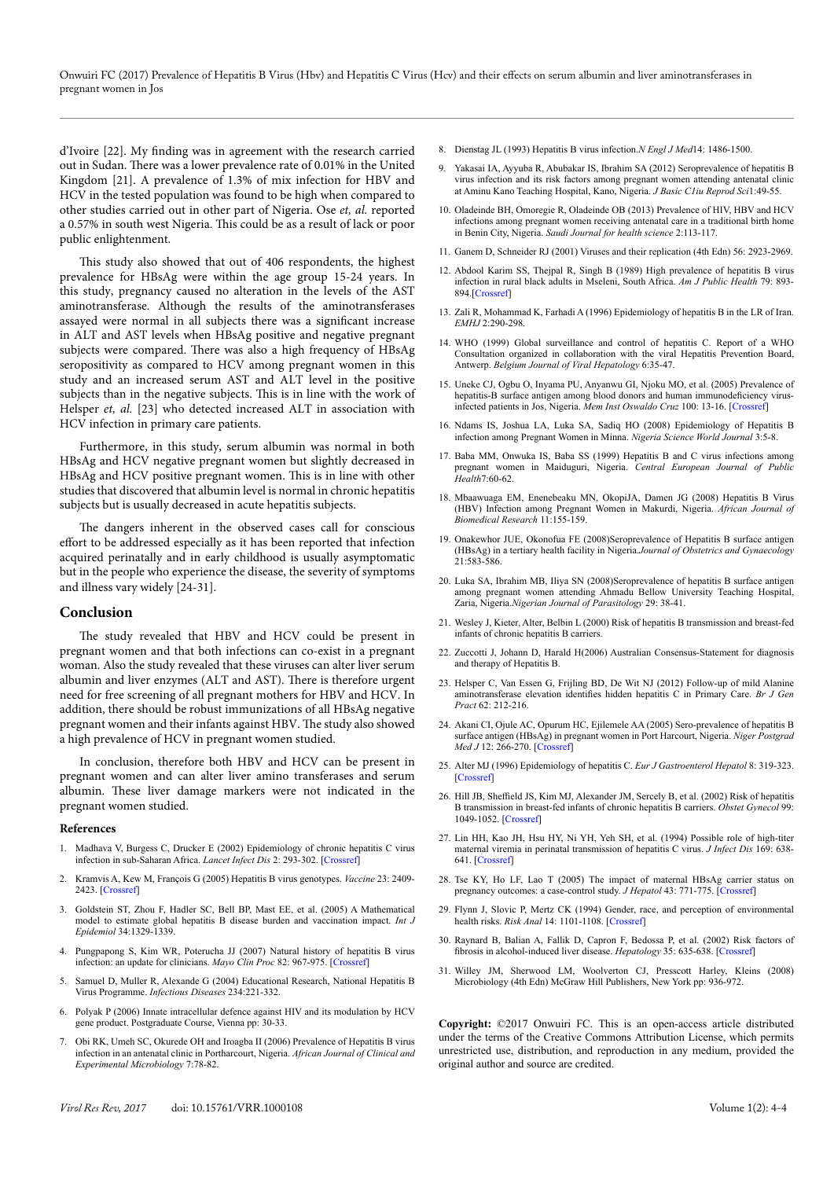d'Ivoire [22]. My finding was in agreement with the research carried out in Sudan. There was a lower prevalence rate of 0.01% in the United Kingdom [21]. A prevalence of 1.3% of mix infection for HBV and HCV in the tested population was found to be high when compared to other studies carried out in other part of Nigeria. Ose *et, al.* reported a 0.57% in south west Nigeria. This could be as a result of lack or poor public enlightenment.

This study also showed that out of 406 respondents, the highest prevalence for HBsAg were within the age group 15-24 years. In this study, pregnancy caused no alteration in the levels of the AST aminotransferase. Although the results of the aminotransferases assayed were normal in all subjects there was a significant increase in ALT and AST levels when HBsAg positive and negative pregnant subjects were compared. There was also a high frequency of HBsAg seropositivity as compared to HCV among pregnant women in this study and an increased serum AST and ALT level in the positive subjects than in the negative subjects. This is in line with the work of Helsper *et, al.* [23] who detected increased ALT in association with HCV infection in primary care patients.

Furthermore, in this study, serum albumin was normal in both HBsAg and HCV negative pregnant women but slightly decreased in HBsAg and HCV positive pregnant women. This is in line with other studies that discovered that albumin level is normal in chronic hepatitis subjects but is usually decreased in acute hepatitis subjects.

The dangers inherent in the observed cases call for conscious effort to be addressed especially as it has been reported that infection acquired perinatally and in early childhood is usually asymptomatic but in the people who experience the disease, the severity of symptoms and illness vary widely [24-31].

## Conclusion

The study revealed that HBV and HCV could be present in pregnant women and that both infections can co-exist in a pregnant woman. Also the study revealed that these viruses can alter liver serum albumin and liver enzymes (ALT and AST). There is therefore urgent need for free screening of all pregnant mothers for HBV and HCV. In addition, there should be robust immunizations of all HBsAg negative pregnant women and their infants against HBV. The study also showed a high prevalence of HCV in pregnant women studied.

In conclusion, therefore both HBV and HCV can be present in pregnant women and can alter liver amino transferases and serum albumin. These liver damage markers were not indicated in the pregnant women studied.

### References

1. Madhava V, Burgess C, Drucker E (2002) Epidemiology of chronic hepatitis C virus infection in sub-Saharan Africa. *Lancet Infect Dis* 2: 293-302. [Crossref]
2. Kramvis A, Kew M, François G (2005) Hepatitis B virus genotypes. *Vaccine* 23: 2409-2423. [Crossref]
3. Goldstein ST, Zhou F, Hadler SC, Bell BP, Mast EE, et al. (2005) A Mathematical model to estimate global hepatitis B disease burden and vaccination impact. *Int J Epidemiol* 34:1329-1339.
4. Pungpapong S, Kim WR, Poterucha JJ (2007) Natural history of hepatitis B virus infection: an update for clinicians. *Mayo Clin Proc* 82: 967-975. [Crossref]
5. Samuel D, Muller R, Alexande G (2004) Educational Research, National Hepatitis B Virus Programme. *Infectious Diseases* 234:221-332.
6. Polyak P (2006) Innate intracellular defence against HIV and its modulation by HCV gene product. Postgraduate Course, Vienna pp: 30-33.
7. Obi RK, Umeh SC, Okurede OH and Iroagba II (2006) Prevalence of Hepatitis B virus infection in an antenatal clinic in Portharcourt, Nigeria. *African Journal of Clinical and Experimental Microbiology* 7:78-82.
8. Dienstag JL (1993) Hepatitis B virus infection.*N Engl J Med*14: 1486-1500.
9. Yakasai IA, Ayyuba R, Abubakar IS, Ibrahim SA (2012) Seroprevalence of hepatitis B virus infection and its risk factors among pregnant women attending antenatal clinic at Aminu Kano Teaching Hospital, Kano, Nigeria. *J Basic C1iu Reprod Sci*1:49-55.
10. Oladeinde BH, Omoregie R, Oladeinde OB (2013) Prevalence of HIV, HBV and HCV infections among pregnant women receiving antenatal care in a traditional birth home in Benin City, Nigeria. *Saudi Journal for health science* 2:113-117.
11. Ganem D, Schneider RJ (2001) Viruses and their replication (4th Edn) 56: 2923-2969.
12. Abdool Karim SS, Thejpal R, Singh B (1989) High prevalence of hepatitis B virus infection in rural black adults in Mseleni, South Africa. *Am J Public Health* 79: 893-894.[Crossref]
13. Zali R, Mohammad K, Farhadi A (1996) Epidemiology of hepatitis B in the LR of Iran. *EMHJ* 2:290-298.
14. WHO (1999) Global surveillance and control of hepatitis C. Report of a WHO Consultation organized in collaboration with the viral Hepatitis Prevention Board, Antwerp. *Belgium Journal of Viral Hepatology* 6:35-47.
15. Uneke CJ, Ogbu O, Inyama PU, Anyanwu GI, Njoku MO, et al. (2005) Prevalence of hepatitis-B surface antigen among blood donors and human immunodeficiency virus-infected patients in Jos, Nigeria. *Mem Inst Oswaldo Cruz* 100: 13-16. [Crossref]
16. Ndams IS, Joshua LA, Luka SA, Sadiq HO (2008) Epidemiology of Hepatitis B infection among Pregnant Women in Minna. *Nigeria Science World Journal* 3:5-8.
17. Baba MM, Onwuka IS, Baba SS (1999) Hepatitis B and C virus infections among pregnant women in Maiduguri, Nigeria. *Central European Journal of Public Health*7:60-62.
18. Mbaawuaga EM, Enenebeaku MN, OkopiJA, Damen JG (2008) Hepatitis B Virus (HBV) Infection among Pregnant Women in Makurdi, Nigeria. *African Journal of Biomedical Research* 11:155-159.
19. Onakewhor JUE, Okonofua FE (2008)Seroprevalence of Hepatitis B surface antigen (HBsAg) in a tertiary health facility in Nigeria.*Journal of Obstetrics and Gynaecology* 21:583-586.
20. Luka SA, Ibrahim MB, Iliya SN (2008)Seroprevalence of hepatitis B surface antigen among pregnant women attending Ahmadu Bellow University Teaching Hospital, Zaria, Nigeria.*Nigerian Journal of Parasitology* 29: 38-41.
21. Wesley J, Kieter, Alter, Belbin L (2000) Risk of hepatitis B transmission and breast-fed infants of chronic hepatitis B carriers.
22. Zuccotti J, Johann D, Harald H(2006) Australian Consensus-Statement for diagnosis and therapy of Hepatitis B.
23. Helsper C, Van Essen G, Frijling BD, De Wit NJ (2012) Follow-up of mild Alanine aminotransferase elevation identifies hidden hepatitis C in Primary Care. *Br J Gen Pract* 62: 212-216.
24. Akani CI, Ojule AC, Opurum HC, Ejilemele AA (2005) Sero-prevalence of hepatitis B surface antigen (HBsAg) in pregnant women in Port Harcourt, Nigeria. *Niger Postgrad Med J* 12: 266-270. [Crossref]
25. Alter MJ (1996) Epidemiology of hepatitis C. *Eur J Gastroenterol Hepatol* 8: 319-323. [Crossref]
26. Hill JB, Sheffield JS, Kim MJ, Alexander JM, Sercely B, et al. (2002) Risk of hepatitis B transmission in breast-fed infants of chronic hepatitis B carriers. *Obstet Gynecol* 99: 1049-1052. [Crossref]
27. Lin HH, Kao JH, Hsu HY, Ni YH, Yeh SH, et al. (1994) Possible role of high-titer maternal viremia in perinatal transmission of hepatitis C virus. *J Infect Dis* 169: 638-641. [Crossref]
28. Tse KY, Ho LF, Lao T (2005) The impact of maternal HBsAg carrier status on pregnancy outcomes: a case-control study. *J Hepatol* 43: 771-775. [Crossref]
29. Flynn J, Slovic P, Mertz CK (1994) Gender, race, and perception of environmental health risks. *Risk Anal* 14: 1101-1108. [Crossref]
30. Raynard B, Balian A, Fallik D, Capron F, Bedossa P, et al. (2002) Risk factors of fibrosis in alcohol-induced liver disease. *Hepatology* 35: 635-638. [Crossref]
31. Willey JM, Sherwood LM, Woolverton CJ, Presscott Harley, Kleins (2008) Microbiology (4th Edn) McGraw Hill Publishers, New York pp: 936-972.

**Copyright:** ©2017 Onwuiri FC. This is an open-access article distributed under the terms of the Creative Commons Attribution License, which permits unrestricted use, distribution, and reproduction in any medium, provided the original author and source are credited.